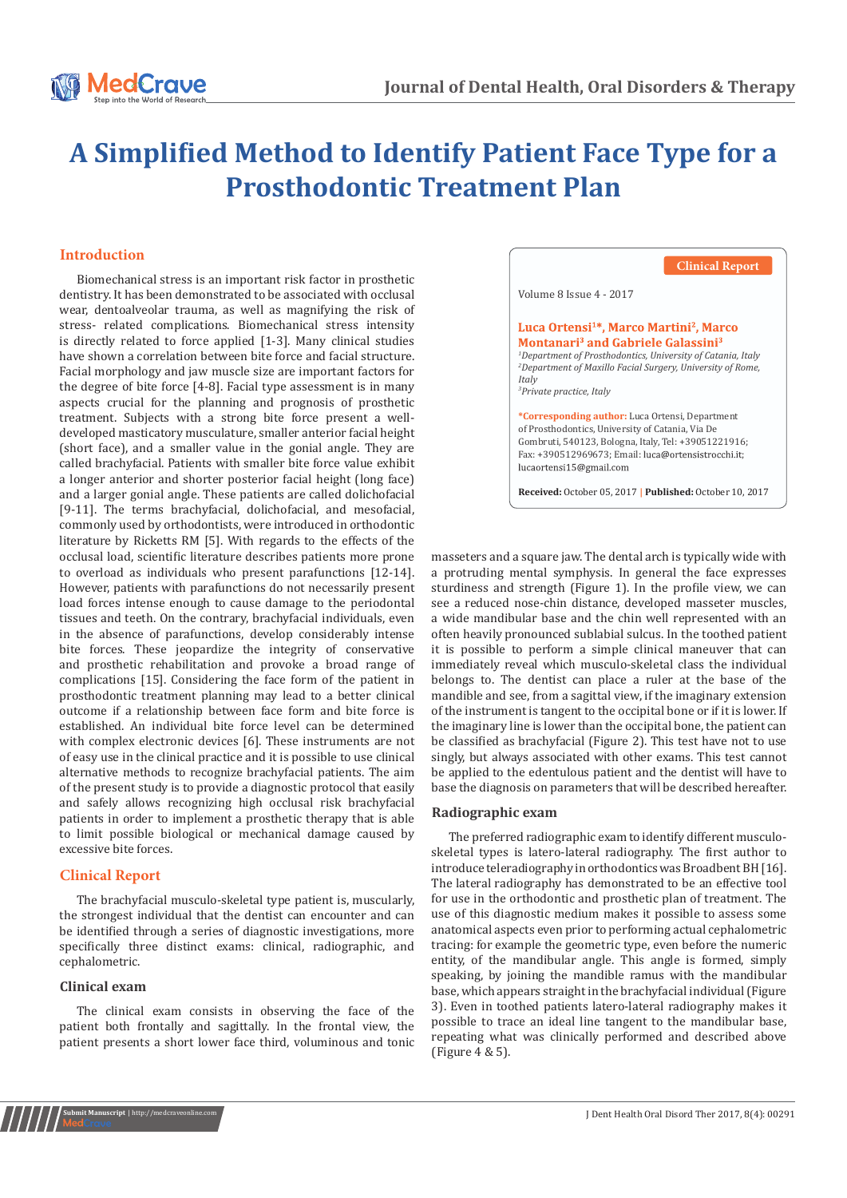# A Simplified Method to Identify Patient Face Type for a Prosthodontic Treatment Plan

Clinical Report

Volume 8 Issue 4 - 2017

**Luca Ortensi[1]*, Marco Martini[2], Marco Montanari[3] and Gabriele Galassini[3]**

[1]*Department of Prosthodontics, University of Catania, Italy*
[2]*Department of Maxillo Facial Surgery, University of Rome, Italy*
[3]*Private practice, Italy*

***Corresponding author:** Luca Ortensi, Department of Prosthodontics, University of Catania, Via De Gombruti, 540123, Bologna, Italy, Tel: +39051221916; Fax: +390512969673; Email: luca@ortensistrocchi.it; lucaortensi15@gmail.com

**Received:** October 05, 2017 | **Published:** October 10, 2017

## Introduction

Biomechanical stress is an important risk factor in prosthetic dentistry. It has been demonstrated to be associated with occlusal wear, dentoalveolar trauma, as well as magnifying the risk of stress- related complications. Biomechanical stress intensity is directly related to force applied [1-3]. Many clinical studies have shown a correlation between bite force and facial structure. Facial morphology and jaw muscle size are important factors for the degree of bite force [4-8]. Facial type assessment is in many aspects crucial for the planning and prognosis of prosthetic treatment. Subjects with a strong bite force present a well-developed masticatory musculature, smaller anterior facial height (short face), and a smaller value in the gonial angle. They are called brachyfacial. Patients with smaller bite force value exhibit a longer anterior and shorter posterior facial height (long face) and a larger gonial angle. These patients are called dolichofacial [9-11]. The terms brachyfacial, dolichofacial, and mesofacial, commonly used by orthodontists, were introduced in orthodontic literature by Ricketts RM [5]. With regards to the effects of the occlusal load, scientific literature describes patients more prone to overload as individuals who present parafunctions [12-14]. However, patients with parafunctions do not necessarily present load forces intense enough to cause damage to the periodontal tissues and teeth. On the contrary, brachyfacial individuals, even in the absence of parafunctions, develop considerably intense bite forces. These jeopardize the integrity of conservative and prosthetic rehabilitation and provoke a broad range of complications [15]. Considering the face form of the patient in prosthodontic treatment planning may lead to a better clinical outcome if a relationship between face form and bite force is established. An individual bite force level can be determined with complex electronic devices [6]. These instruments are not of easy use in the clinical practice and it is possible to use clinical alternative methods to recognize brachyfacial patients. The aim of the present study is to provide a diagnostic protocol that easily and safely allows recognizing high occlusal risk brachyfacial patients in order to implement a prosthetic therapy that is able to limit possible biological or mechanical damage caused by excessive bite forces.

## Clinical Report

The brachyfacial musculo-skeletal type patient is, muscularly, the strongest individual that the dentist can encounter and can be identified through a series of diagnostic investigations, more specifically three distinct exams: clinical, radiographic, and cephalometric.

### Clinical exam

The clinical exam consists in observing the face of the patient both frontally and sagittally. In the frontal view, the patient presents a short lower face third, voluminous and tonic masseters and a square jaw. The dental arch is typically wide with a protruding mental symphysis. In general the face expresses sturdiness and strength (Figure 1). In the profile view, we can see a reduced nose-chin distance, developed masseter muscles, a wide mandibular base and the chin well represented with an often heavily pronounced sublabial sulcus. In the toothed patient it is possible to perform a simple clinical maneuver that can immediately reveal which musculo-skeletal class the individual belongs to. The dentist can place a ruler at the base of the mandible and see, from a sagittal view, if the imaginary extension of the instrument is tangent to the occipital bone or if it is lower. If the imaginary line is lower than the occipital bone, the patient can be classified as brachyfacial (Figure 2). This test have not to use singly, but always associated with other exams. This test cannot be applied to the edentulous patient and the dentist will have to base the diagnosis on parameters that will be described hereafter.

### Radiographic exam

The preferred radiographic exam to identify different musculo-skeletal types is latero-lateral radiography. The first author to introduce teleradiography in orthodontics was Broadbent BH [16]. The lateral radiography has demonstrated to be an effective tool for use in the orthodontic and prosthetic plan of treatment. The use of this diagnostic medium makes it possible to assess some anatomical aspects even prior to performing actual cephalometric tracing: for example the geometric type, even before the numeric entity, of the mandibular angle. This angle is formed, simply speaking, by joining the mandible ramus with the mandibular base, which appears straight in the brachyfacial individual (Figure 3). Even in toothed patients latero-lateral radiography makes it possible to trace an ideal line tangent to the mandibular base, repeating what was clinically performed and described above (Figure 4 & 5).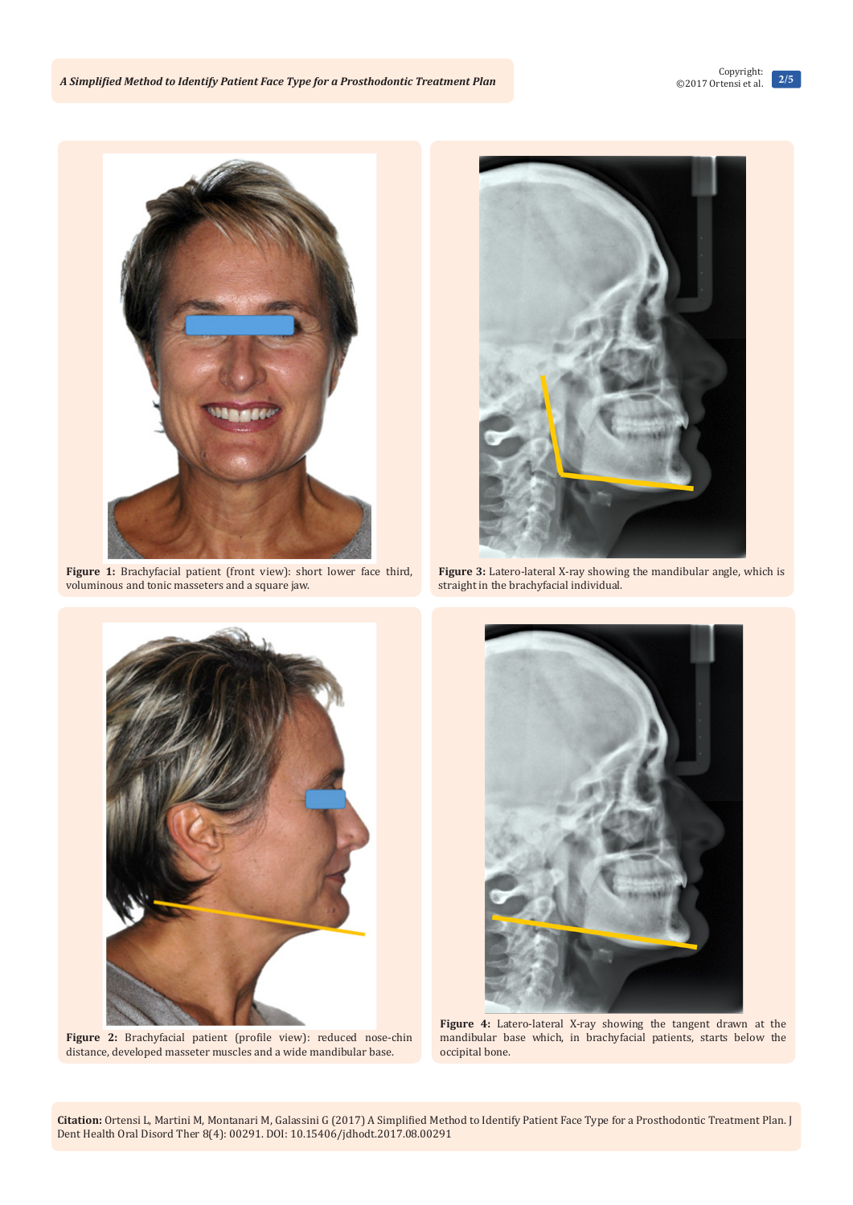**Figure 1:** Brachyfacial patient (front view): short lower face third, voluminous and tonic masseters and a square jaw.

**Figure 3:** Latero-lateral X-ray showing the mandibular angle, which is straight in the brachyfacial individual.

**Figure 2:** Brachyfacial patient (profile view): reduced nose-chin distance, developed masseter muscles and a wide mandibular base.

**Figure 4:** Latero-lateral X-ray showing the tangent drawn at the mandibular base which, in brachyfacial patients, starts below the occipital bone.

**Citation:** Ortensi L, Martini M, Montanari M, Galassini G (2017) A Simplified Method to Identify Patient Face Type for a Prosthodontic Treatment Plan. J Dent Health Oral Disord Ther 8(4): 00291. DOI: 10.15406/jdhodt.2017.08.00291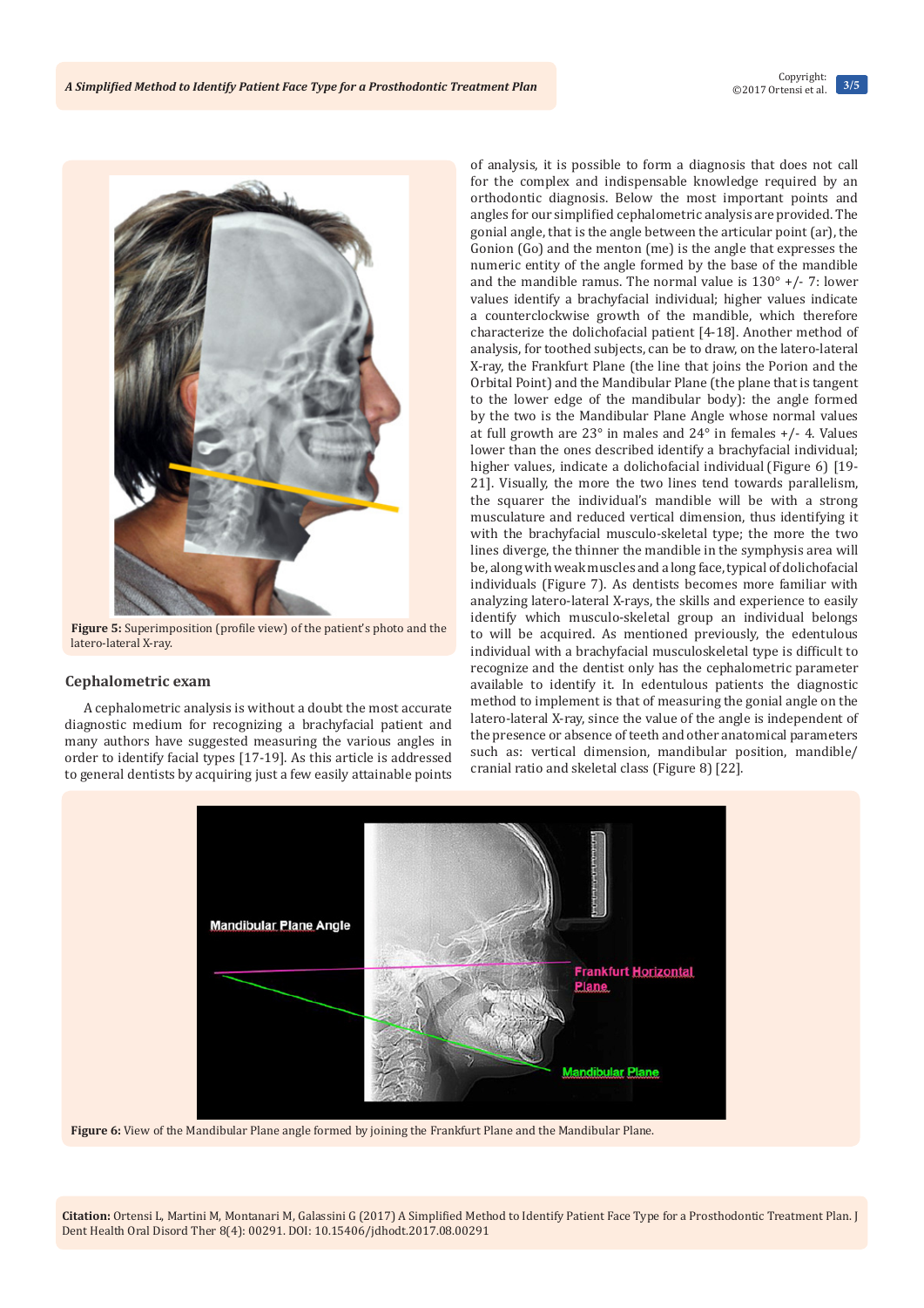Figure 5: Superimposition (profile view) of the patient's photo and the latero-lateral X-ray.

## Cephalometric exam

A cephalometric analysis is without a doubt the most accurate diagnostic medium for recognizing a brachyfacial patient and many authors have suggested measuring the various angles in order to identify facial types [17-19]. As this article is addressed to general dentists by acquiring just a few easily attainable points of analysis, it is possible to form a diagnosis that does not call for the complex and indispensable knowledge required by an orthodontic diagnosis. Below the most important points and angles for our simplified cephalometric analysis are provided. The gonial angle, that is the angle between the articular point (ar), the Gonion (Go) and the menton (me) is the angle that expresses the numeric entity of the angle formed by the base of the mandible and the mandible ramus. The normal value is 130° +/- 7: lower values identify a brachyfacial individual; higher values indicate a counterclockwise growth of the mandible, which therefore characterize the dolichofacial patient [4-18]. Another method of analysis, for toothed subjects, can be to draw, on the latero-lateral X-ray, the Frankfurt Plane (the line that joins the Porion and the Orbital Point) and the Mandibular Plane (the plane that is tangent to the lower edge of the mandibular body): the angle formed by the two is the Mandibular Plane Angle whose normal values at full growth are 23° in males and 24° in females +/- 4. Values lower than the ones described identify a brachyfacial individual; higher values, indicate a dolichofacial individual (Figure 6) [19-21]. Visually, the more the two lines tend towards parallelism, the squarer the individual's mandible will be with a strong musculature and reduced vertical dimension, thus identifying it with the brachyfacial musculo-skeletal type; the more the two lines diverge, the thinner the mandible in the symphysis area will be, along with weak muscles and a long face, typical of dolichofacial individuals (Figure 7). As dentists becomes more familiar with analyzing latero-lateral X-rays, the skills and experience to easily identify which musculo-skeletal group an individual belongs to will be acquired. As mentioned previously, the edentulous individual with a brachyfacial musculoskeletal type is difficult to recognize and the dentist only has the cephalometric parameter available to identify it. In edentulous patients the diagnostic method to implement is that of measuring the gonial angle on the latero-lateral X-ray, since the value of the angle is independent of the presence or absence of teeth and other anatomical parameters such as: vertical dimension, mandibular position, mandible/cranial ratio and skeletal class (Figure 8) [22].

Figure 6: View of the Mandibular Plane angle formed by joining the Frankfurt Plane and the Mandibular Plane.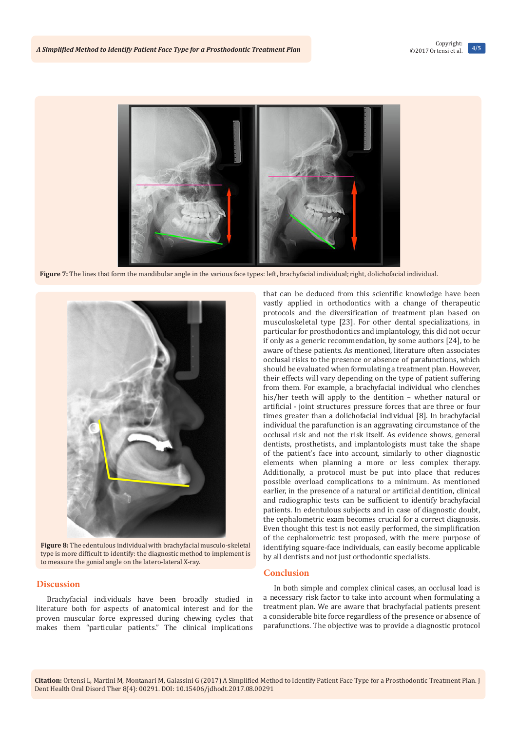**Figure 7:** The lines that form the mandibular angle in the various face types: left, brachyfacial individual; right, dolichofacial individual.

**Figure 8:** The edentulous individual with brachyfacial musculo-skeletal type is more difficult to identify: the diagnostic method to implement is to measure the gonial angle on the latero-lateral X-ray.

## Discussion

Brachyfacial individuals have been broadly studied in literature both for aspects of anatomical interest and for the proven muscular force expressed during chewing cycles that makes them "particular patients." The clinical implications that can be deduced from this scientific knowledge have been vastly applied in orthodontics with a change of therapeutic protocols and the diversification of treatment plan based on musculoskeletal type [23]. For other dental specializations, in particular for prosthodontics and implantology, this did not occur if only as a generic recommendation, by some authors [24], to be aware of these patients. As mentioned, literature often associates occlusal risks to the presence or absence of parafunctions, which should be evaluated when formulating a treatment plan. However, their effects will vary depending on the type of patient suffering from them. For example, a brachyfacial individual who clenches his/her teeth will apply to the dentition – whether natural or artificial - joint structures pressure forces that are three or four times greater than a dolichofacial individual [8]. In brachyfacial individual the parafunction is an aggravating circumstance of the occlusal risk and not the risk itself. As evidence shows, general dentists, prosthetists, and implantologists must take the shape of the patient's face into account, similarly to other diagnostic elements when planning a more or less complex therapy. Additionally, a protocol must be put into place that reduces possible overload complications to a minimum. As mentioned earlier, in the presence of a natural or artificial dentition, clinical and radiographic tests can be sufficient to identify brachyfacial patients. In edentulous subjects and in case of diagnostic doubt, the cephalometric exam becomes crucial for a correct diagnosis. Even thought this test is not easily performed, the simplification of the cephalometric test proposed, with the mere purpose of identifying square-face individuals, can easily become applicable by all dentists and not just orthodontic specialists.

## Conclusion

In both simple and complex clinical cases, an occlusal load is a necessary risk factor to take into account when formulating a treatment plan. We are aware that brachyfacial patients present a considerable bite force regardless of the presence or absence of parafunctions. The objective was to provide a diagnostic protocol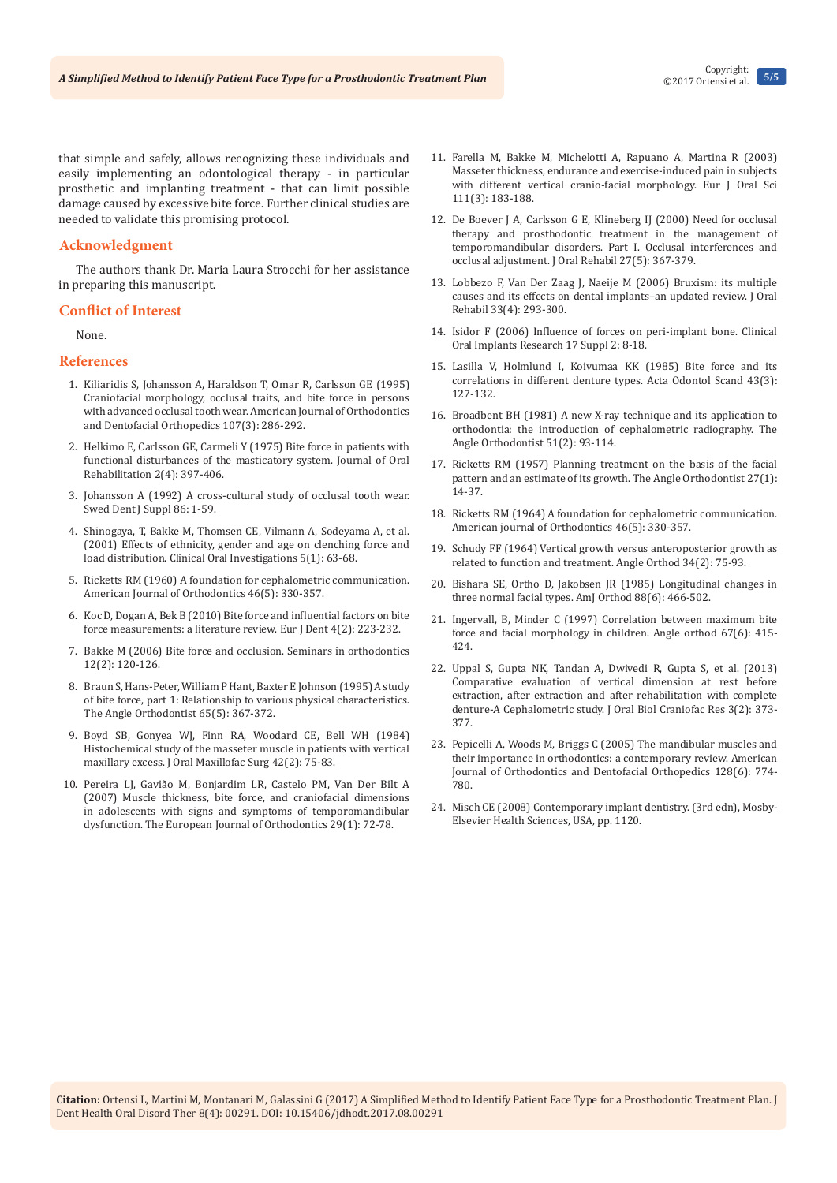that simple and safely, allows recognizing these individuals and easily implementing an odontological therapy - in particular prosthetic and implanting treatment - that can limit possible damage caused by excessive bite force. Further clinical studies are needed to validate this promising protocol.

## Acknowledgment

The authors thank Dr. Maria Laura Strocchi for her assistance in preparing this manuscript.

## Conflict of Interest

None.

## References

1. Kiliaridis S, Johansson A, Haraldson T, Omar R, Carlsson GE (1995) Craniofacial morphology, occlusal traits, and bite force in persons with advanced occlusal tooth wear. American Journal of Orthodontics and Dentofacial Orthopedics 107(3): 286-292.
2. Helkimo E, Carlsson GE, Carmeli Y (1975) Bite force in patients with functional disturbances of the masticatory system. Journal of Oral Rehabilitation 2(4): 397-406.
3. Johansson A (1992) A cross-cultural study of occlusal tooth wear. Swed Dent J Suppl 86: 1-59.
4. Shinogaya, T, Bakke M, Thomsen CE, Vilmann A, Sodeyama A, et al. (2001) Effects of ethnicity, gender and age on clenching force and load distribution. Clinical Oral Investigations 5(1): 63-68.
5. Ricketts RM (1960) A foundation for cephalometric communication. American Journal of Orthodontics 46(5): 330-357.
6. Koc D, Dogan A, Bek B (2010) Bite force and influential factors on bite force measurements: a literature review. Eur J Dent 4(2): 223-232.
7. Bakke M (2006) Bite force and occlusion. Seminars in orthodontics 12(2): 120-126.
8. Braun S, Hans-Peter, William P Hant, Baxter E Johnson (1995) A study of bite force, part 1: Relationship to various physical characteristics. The Angle Orthodontist 65(5): 367-372.
9. Boyd SB, Gonyea WJ, Finn RA, Woodard CE, Bell WH (1984) Histochemical study of the masseter muscle in patients with vertical maxillary excess. J Oral Maxillofac Surg 42(2): 75-83.
10. Pereira LJ, Gavião M, Bonjardim LR, Castelo PM, Van Der Bilt A (2007) Muscle thickness, bite force, and craniofacial dimensions in adolescents with signs and symptoms of temporomandibular dysfunction. The European Journal of Orthodontics 29(1): 72-78.
11. Farella M, Bakke M, Michelotti A, Rapuano A, Martina R (2003) Masseter thickness, endurance and exercise-induced pain in subjects with different vertical cranio-facial morphology. Eur J Oral Sci 111(3): 183-188.
12. De Boever J A, Carlsson G E, Klineberg IJ (2000) Need for occlusal therapy and prosthodontic treatment in the management of temporomandibular disorders. Part I. Occlusal interferences and occlusal adjustment. J Oral Rehabil 27(5): 367-379.
13. Lobbezo F, Van Der Zaag J, Naeije M (2006) Bruxism: its multiple causes and its effects on dental implants–an updated review. J Oral Rehabil 33(4): 293-300.
14. Isidor F (2006) Influence of forces on peri-implant bone. Clinical Oral Implants Research 17 Suppl 2: 8-18.
15. Lasilla V, Holmlund I, Koivumaa KK (1985) Bite force and its correlations in different denture types. Acta Odontol Scand 43(3): 127-132.
16. Broadbent BH (1981) A new X-ray technique and its application to orthodontia: the introduction of cephalometric radiography. The Angle Orthodontist 51(2): 93-114.
17. Ricketts RM (1957) Planning treatment on the basis of the facial pattern and an estimate of its growth. The Angle Orthodontist 27(1): 14-37.
18. Ricketts RM (1964) A foundation for cephalometric communication. American journal of Orthodontics 46(5): 330-357.
19. Schudy FF (1964) Vertical growth versus anteroposterior growth as related to function and treatment. Angle Orthod 34(2): 75-93.
20. Bishara SE, Ortho D, Jakobsen JR (1985) Longitudinal changes in three normal facial types. AmJ Orthod 88(6): 466-502.
21. Ingervall, B, Minder C (1997) Correlation between maximum bite force and facial morphology in children. Angle orthod 67(6): 415-424.
22. Uppal S, Gupta NK, Tandan A, Dwivedi R, Gupta S, et al. (2013) Comparative evaluation of vertical dimension at rest before extraction, after extraction and after rehabilitation with complete denture-A Cephalometric study. J Oral Biol Craniofac Res 3(2): 373-377.
23. Pepicelli A, Woods M, Briggs C (2005) The mandibular muscles and their importance in orthodontics: a contemporary review. American Journal of Orthodontics and Dentofacial Orthopedics 128(6): 774-780.
24. Misch CE (2008) Contemporary implant dentistry. (3rd edn), Mosby-Elsevier Health Sciences, USA, pp. 1120.